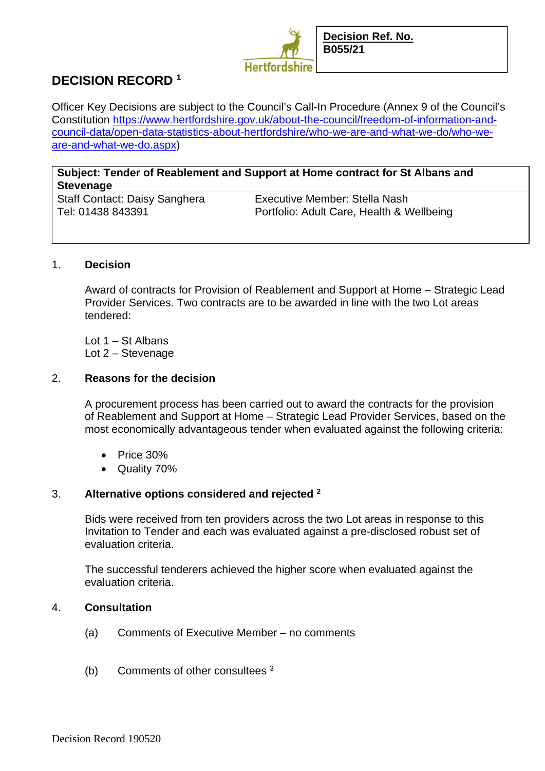**Decision Ref. No.**
**B055/21**

# DECISION RECORD [1]

Officer Key Decisions are subject to the Council's Call-In Procedure (Annex 9 of the Council's Constitution https://www.hertfordshire.gov.uk/about-the-council/freedom-of-information-and-council-data/open-data-statistics-about-hertfordshire/who-we-are-and-what-we-do/who-we-are-and-what-we-do.aspx)

| **Subject: Tender of Reablement and Support at Home contract for St Albans and Stevenage** | |
|---|---|
| Staff Contact: Daisy Sanghera<br>Tel: 01438 843391 | Executive Member: Stella Nash<br>Portfolio: Adult Care, Health & Wellbeing |

## 1. Decision

Award of contracts for Provision of Reablement and Support at Home – Strategic Lead Provider Services. Two contracts are to be awarded in line with the two Lot areas tendered:

Lot 1 – St Albans
Lot 2 – Stevenage

## 2. Reasons for the decision

A procurement process has been carried out to award the contracts for the provision of Reablement and Support at Home – Strategic Lead Provider Services, based on the most economically advantageous tender when evaluated against the following criteria:

- Price 30%
- Quality 70%

## 3. Alternative options considered and rejected [2]

Bids were received from ten providers across the two Lot areas in response to this Invitation to Tender and each was evaluated against a pre-disclosed robust set of evaluation criteria.

The successful tenderers achieved the higher score when evaluated against the evaluation criteria.

## 4. Consultation

(a) Comments of Executive Member – no comments

(b) Comments of other consultees [3]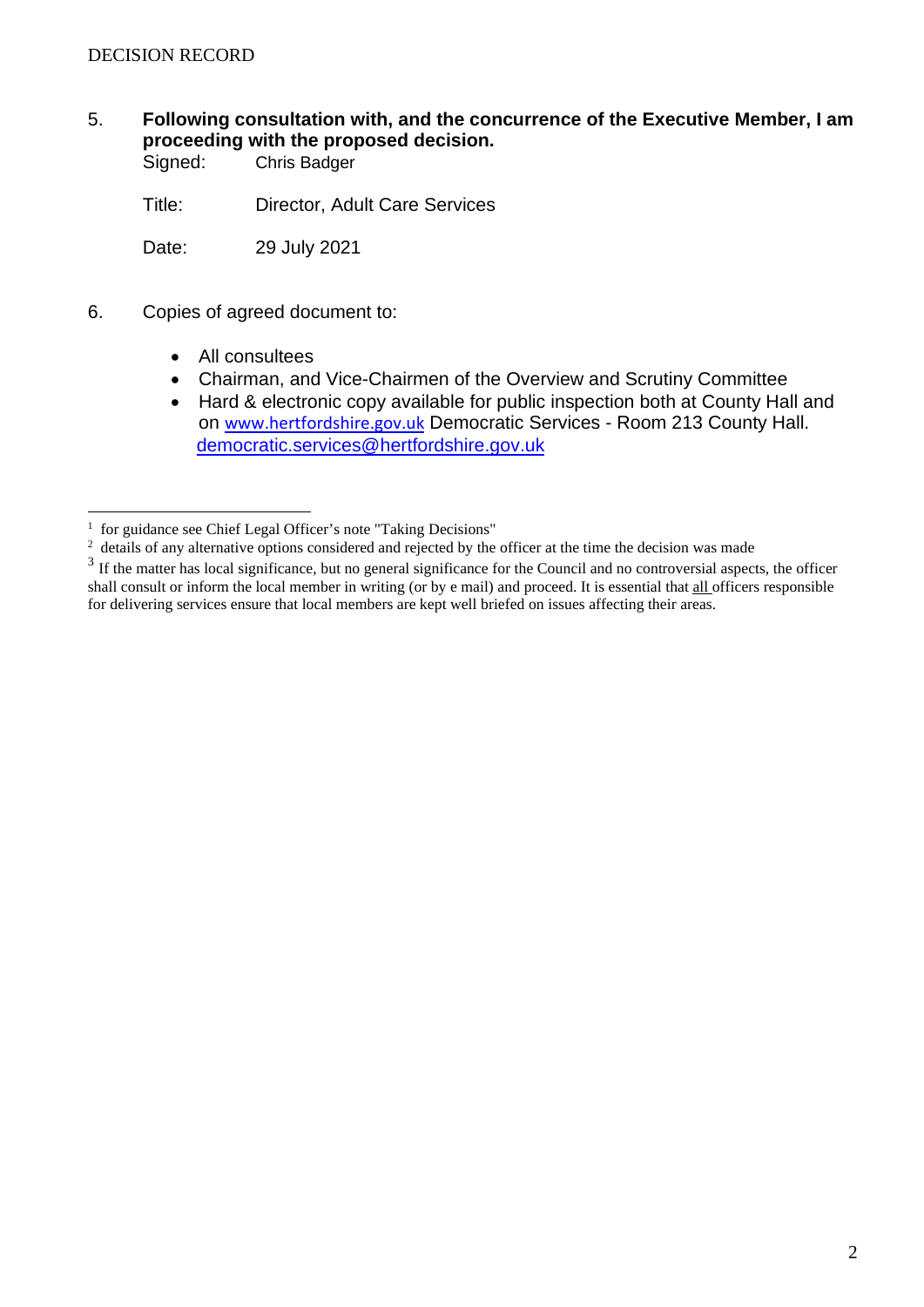DECISION RECORD

5. **Following consultation with, and the concurrence of the Executive Member, I am proceeding with the proposed decision.**

Signed: Chris Badger

Title: Director, Adult Care Services

Date: 29 July 2021

6. Copies of agreed document to:

- All consultees
- Chairman, and Vice-Chairmen of the Overview and Scrutiny Committee
- Hard & electronic copy available for public inspection both at County Hall and on www.hertfordshire.gov.uk Democratic Services - Room 213 County Hall. democratic.services@hertfordshire.gov.uk

---

[1] for guidance see Chief Legal Officer's note "Taking Decisions"

[2] details of any alternative options considered and rejected by the officer at the time the decision was made

[3] If the matter has local significance, but no general significance for the Council and no controversial aspects, the officer shall consult or inform the local member in writing (or by e mail) and proceed. It is essential that all officers responsible for delivering services ensure that local members are kept well briefed on issues affecting their areas.